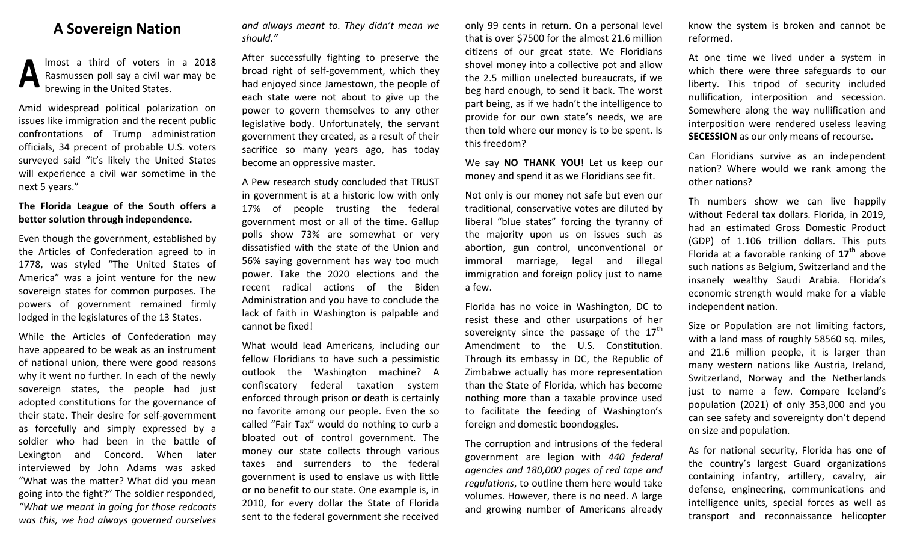## A Sovereign Nation

Almost a third of voters in a 2018 Rasmussen poll say a civil war may be brewing in the United States.

Amid widespread political polarization on issues like immigration and the recent public confrontations of Trump administration officials, 34 precent of probable U.S. voters surveyed said "it's likely the United States will experience a civil war sometime in the next 5 years."

**The Florida League of the South offers a better solution through independence.**

Even though the government, established by the Articles of Confederation agreed to in 1778, was styled "The United States of America" was a joint venture for the new sovereign states for common purposes. The powers of government remained firmly lodged in the legislatures of the 13 States.

While the Articles of Confederation may have appeared to be weak as an instrument of national union, there were good reasons why it went no further. In each of the newly sovereign states, the people had just adopted constitutions for the governance of their state. Their desire for self-government as forcefully and simply expressed by a soldier who had been in the battle of Lexington and Concord. When later interviewed by John Adams was asked "What was the matter? What did you mean going into the fight?" The soldier responded, *"What we meant in going for those redcoats was this, we had always governed ourselves and always meant to. They didn't mean we should."*

After successfully fighting to preserve the broad right of self-government, which they had enjoyed since Jamestown, the people of each state were not about to give up the power to govern themselves to any other legislative body. Unfortunately, the servant government they created, as a result of their sacrifice so many years ago, has today become an oppressive master.

A Pew research study concluded that TRUST in government is at a historic low with only 17% of people trusting the federal government most or all of the time. Gallup polls show 73% are somewhat or very dissatisfied with the state of the Union and 56% saying government has way too much power. Take the 2020 elections and the recent radical actions of the Biden Administration and you have to conclude the lack of faith in Washington is palpable and cannot be fixed!

What would lead Americans, including our fellow Floridians to have such a pessimistic outlook the Washington machine? A confiscatory federal taxation system enforced through prison or death is certainly no favorite among our people. Even the so called "Fair Tax" would do nothing to curb a bloated out of control government. The money our state collects through various taxes and surrenders to the federal government is used to enslave us with little or no benefit to our state. One example is, in 2010, for every dollar the State of Florida sent to the federal government she received only 99 cents in return. On a personal level that is over $7500 for the almost 21.6 million citizens of our great state. We Floridians shovel money into a collective pot and allow the 2.5 million unelected bureaucrats, if we beg hard enough, to send it back. The worst part being, as if we hadn't the intelligence to provide for our own state's needs, we are then told where our money is to be spent. Is this freedom?

We say **NO THANK YOU!** Let us keep our money and spend it as we Floridians see fit.

Not only is our money not safe but even our traditional, conservative votes are diluted by liberal "blue states" forcing the tyranny of the majority upon us on issues such as abortion, gun control, unconventional or immoral marriage, legal and illegal immigration and foreign policy just to name a few.

Florida has no voice in Washington, DC to resist these and other usurpations of her sovereignty since the passage of the 17th Amendment to the U.S. Constitution. Through its embassy in DC, the Republic of Zimbabwe actually has more representation than the State of Florida, which has become nothing more than a taxable province used to facilitate the feeding of Washington's foreign and domestic boondoggles.

The corruption and intrusions of the federal government are legion with *440 federal agencies and 180,000 pages of red tape and regulations*, to outline them here would take volumes. However, there is no need. A large and growing number of Americans already know the system is broken and cannot be reformed.

At one time we lived under a system in which there were three safeguards to our liberty. This tripod of security included nullification, interposition and secession. Somewhere along the way nullification and interposition were rendered useless leaving **SECESSION** as our only means of recourse.

Can Floridians survive as an independent nation? Where would we rank among the other nations?

Th numbers show we can live happily without Federal tax dollars. Florida, in 2019, had an estimated Gross Domestic Product (GDP) of 1.106 trillion dollars. This puts Florida at a favorable ranking of **17th** above such nations as Belgium, Switzerland and the insanely wealthy Saudi Arabia. Florida's economic strength would make for a viable independent nation.

Size or Population are not limiting factors, with a land mass of roughly 58560 sq. miles, and 21.6 million people, it is larger than many western nations like Austria, Ireland, Switzerland, Norway and the Netherlands just to name a few. Compare Iceland's population (2021) of only 353,000 and you can see safety and sovereignty don't depend on size and population.

As for national security, Florida has one of the country's largest Guard organizations containing infantry, artillery, cavalry, air defense, engineering, communications and intelligence units, special forces as well as transport and reconnaissance helicopter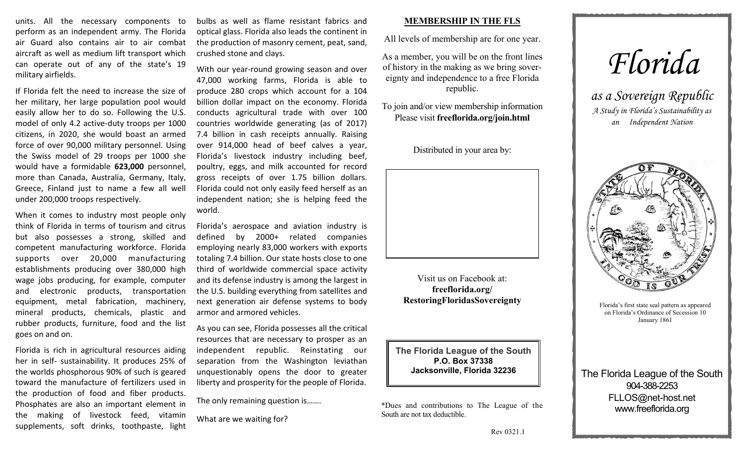units. All the necessary components to perform as an independent army. The Florida air Guard also contains air to air combat aircraft as well as medium lift transport which can operate out of any of the state's 19 military airfields.

If Florida felt the need to increase the size of her military, her large population pool would easily allow her to do so. Following the U.S. model of only 4.2 active-duty troops per 1000 citizens, in 2020, she would boast an armed force of over 90,000 military personnel. Using the Swiss model of 29 troops per 1000 she would have a formidable **623,000** personnel, more than Canada, Australia, Germany, Italy, Greece, Finland just to name a few all well under 200,000 troops respectively.

When it comes to industry most people only think of Florida in terms of tourism and citrus but also possesses a strong, skilled and competent manufacturing workforce. Florida supports over 20,000 manufacturing establishments producing over 380,000 high wage jobs producing, for example, computer and electronic products, transportation equipment, metal fabrication, machinery, mineral products, chemicals, plastic and rubber products, furniture, food and the list goes on and on.

Florida is rich in agricultural resources aiding her in self- sustainability. It produces 25% of the worlds phosphorous 90% of such is geared toward the manufacture of fertilizers used in the production of food and fiber products. Phosphates are also an important element in the making of livestock feed, vitamin supplements, soft drinks, toothpaste, light bulbs as well as flame resistant fabrics and optical glass. Florida also leads the continent in the production of masonry cement, peat, sand, crushed stone and clays.

With our year-round growing season and over 47,000 working farms, Florida is able to produce 280 crops which account for a 104 billion dollar impact on the economy. Florida conducts agricultural trade with over 100 countries worldwide generating (as of 2017) 7.4 billion in cash receipts annually. Raising over 914,000 head of beef calves a year, Florida's livestock industry including beef, poultry, eggs, and milk accounted for record gross receipts of over 1.75 billion dollars. Florida could not only easily feed herself as an independent nation; she is helping feed the world.

Florida's aerospace and aviation industry is defined by 2000+ related companies employing nearly 83,000 workers with exports totaling 7.4 billion. Our state hosts close to one third of worldwide commercial space activity and its defense industry is among the largest in the U.S. building everything from satellites and next generation air defense systems to body armor and armored vehicles.

As you can see, Florida possesses all the critical resources that are necessary to prosper as an independent republic. Reinstating our separation from the Washington leviathan unquestionably opens the door to greater liberty and prosperity for the people of Florida.

The only remaining question is…….

What are we waiting for?

**MEMBERSHIP IN THE FLS**

All levels of membership are for one year.

As a member, you will be on the front lines of history in the making as we bring sovereignty and independence to a free Florida republic.

To join and/or view membership information Please visit **freeflorida.org/join.html**

Distributed in your area by:

Visit us on Facebook at:
**freeflorida.org/ RestoringFloridasSovereignty**

**The Florida League of the South**
**P.O. Box 37338**
**Jacksonville, Florida 32236**

*Dues and contributions to The League of the South are not tax deductible.

Rev 0321.1

# *Florida*

## *as a Sovereign Republic*

*A Study in Florida's Sustainability as an Independent Nation*

Florida's first state seal pattern as appeared on Florida's Ordinance of Secession 10 January 1861

The Florida League of the South
904-388-2253
FLLOS@net-host.net
www.freeflorida.org